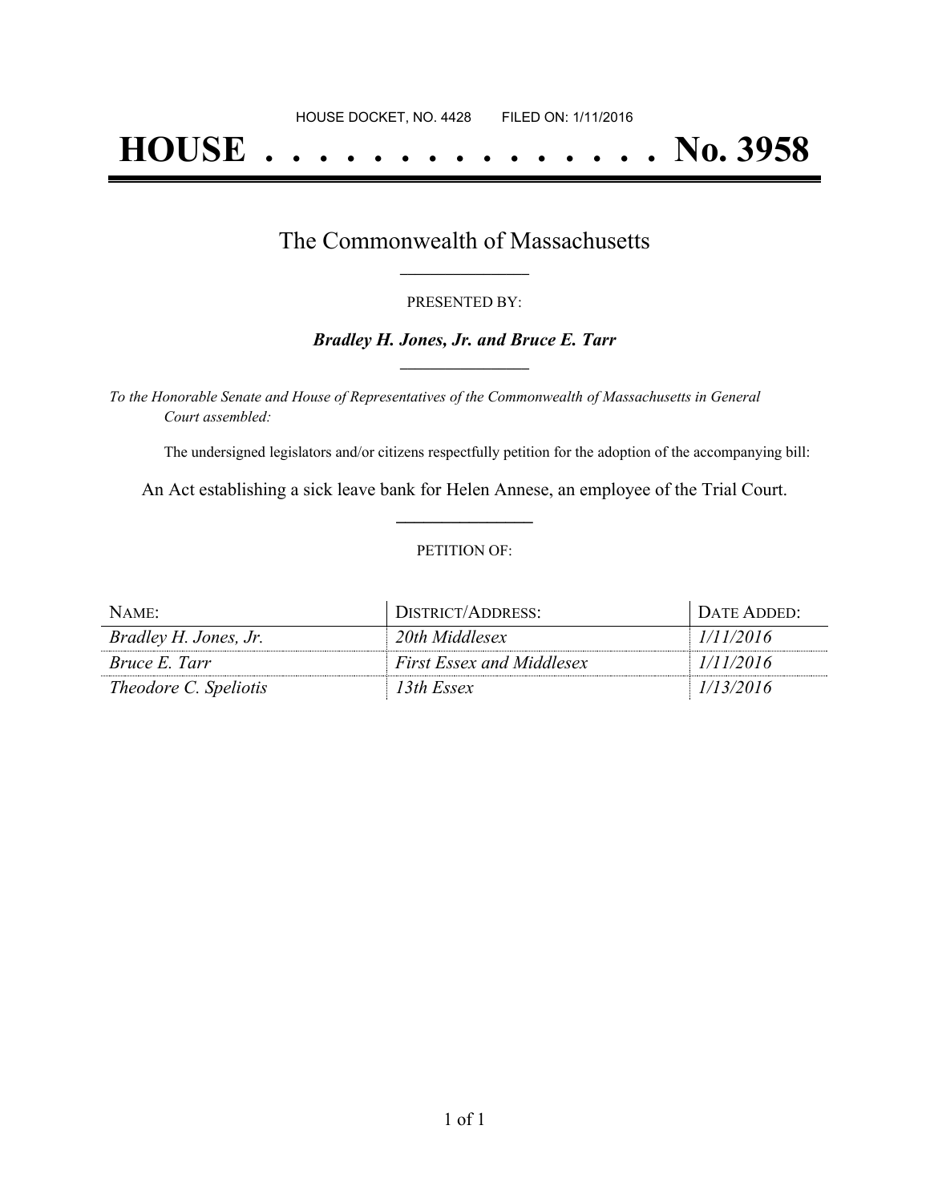HOUSE DOCKET, NO. 4428        FILED ON: 1/11/2016

# HOUSE . . . . . . . . . . . . . . . No. 3958

## The Commonwealth of Massachusetts

PRESENTED BY:

***Bradley H. Jones, Jr. and Bruce E. Tarr***

*To the Honorable Senate and House of Representatives of the Commonwealth of Massachusetts in General Court assembled:*

The undersigned legislators and/or citizens respectfully petition for the adoption of the accompanying bill:

An Act establishing a sick leave bank for Helen Annese, an employee of the Trial Court.

PETITION OF:

| NAME: | DISTRICT/ADDRESS: | DATE ADDED: |
|---|---|---|
| *Bradley H. Jones, Jr.* | *20th Middlesex* | *1/11/2016* |
| *Bruce E. Tarr* | *First Essex and Middlesex* | *1/11/2016* |
| *Theodore C. Speliotis* | *13th Essex* | *1/13/2016* |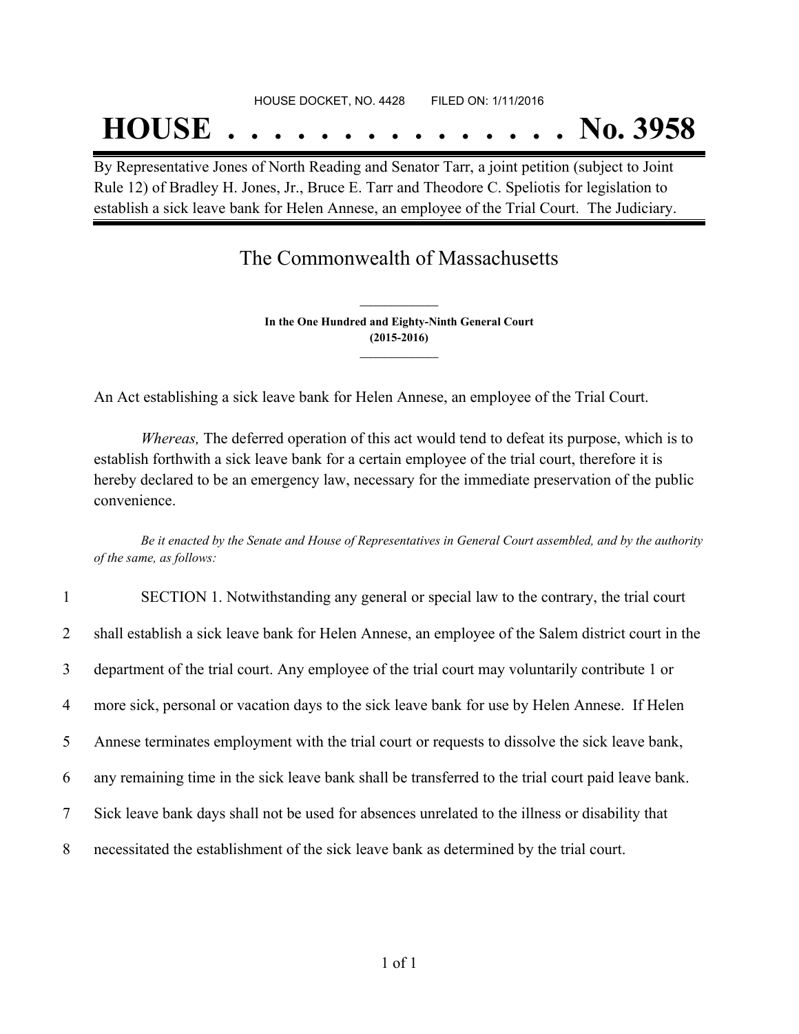HOUSE DOCKET, NO. 4428 FILED ON: 1/11/2016

# HOUSE . . . . . . . . . . . . . . . No. 3958

By Representative Jones of North Reading and Senator Tarr, a joint petition (subject to Joint Rule 12) of Bradley H. Jones, Jr., Bruce E. Tarr and Theodore C. Speliotis for legislation to establish a sick leave bank for Helen Annese, an employee of the Trial Court. The Judiciary.

## The Commonwealth of Massachusetts

**In the One Hundred and Eighty-Ninth General Court**
**(2015-2016)**

An Act establishing a sick leave bank for Helen Annese, an employee of the Trial Court.

*Whereas,* The deferred operation of this act would tend to defeat its purpose, which is to establish forthwith a sick leave bank for a certain employee of the trial court, therefore it is hereby declared to be an emergency law, necessary for the immediate preservation of the public convenience.

*Be it enacted by the Senate and House of Representatives in General Court assembled, and by the authority of the same, as follows:*

1 SECTION 1. Notwithstanding any general or special law to the contrary, the trial court
2 shall establish a sick leave bank for Helen Annese, an employee of the Salem district court in the
3 department of the trial court. Any employee of the trial court may voluntarily contribute 1 or
4 more sick, personal or vacation days to the sick leave bank for use by Helen Annese. If Helen
5 Annese terminates employment with the trial court or requests to dissolve the sick leave bank,
6 any remaining time in the sick leave bank shall be transferred to the trial court paid leave bank.
7 Sick leave bank days shall not be used for absences unrelated to the illness or disability that
8 necessitated the establishment of the sick leave bank as determined by the trial court.